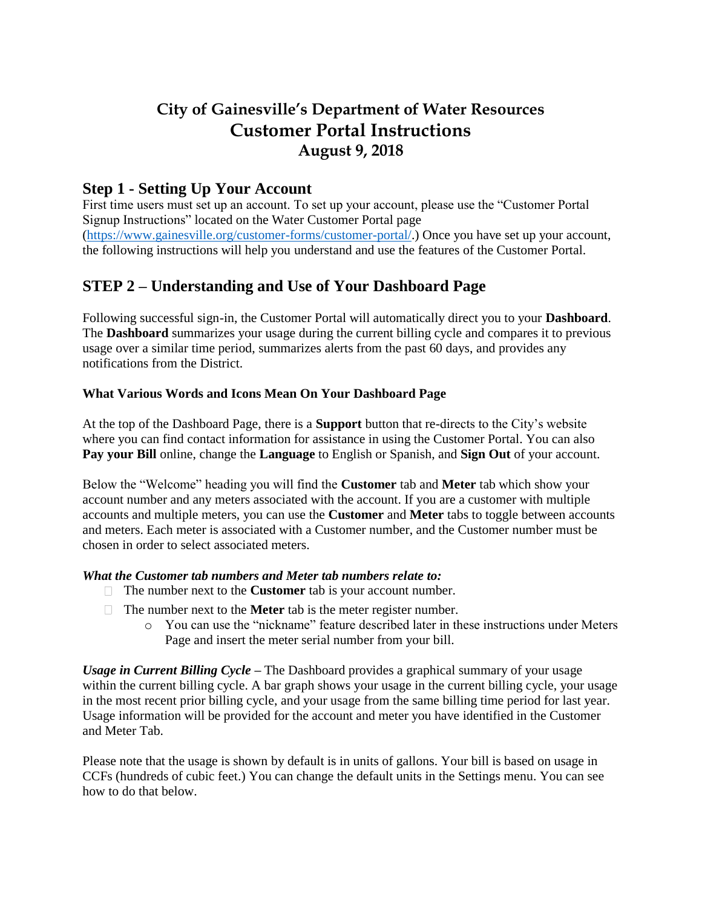# City of Gainesville's Department of Water Resources
# Customer Portal Instructions
### August 9, 2018

## Step 1 - Setting Up Your Account

First time users must set up an account. To set up your account, please use the "Customer Portal Signup Instructions" located on the Water Customer Portal page (https://www.gainesville.org/customer-forms/customer-portal/.) Once you have set up your account, the following instructions will help you understand and use the features of the Customer Portal.

## STEP 2 – Understanding and Use of Your Dashboard Page

Following successful sign-in, the Customer Portal will automatically direct you to your **Dashboard**. The **Dashboard** summarizes your usage during the current billing cycle and compares it to previous usage over a similar time period, summarizes alerts from the past 60 days, and provides any notifications from the District.

### What Various Words and Icons Mean On Your Dashboard Page

At the top of the Dashboard Page, there is a **Support** button that re-directs to the City's website where you can find contact information for assistance in using the Customer Portal. You can also **Pay your Bill** online, change the **Language** to English or Spanish, and **Sign Out** of your account.

Below the "Welcome" heading you will find the **Customer** tab and **Meter** tab which show your account number and any meters associated with the account. If you are a customer with multiple accounts and multiple meters, you can use the **Customer** and **Meter** tabs to toggle between accounts and meters. Each meter is associated with a Customer number, and the Customer number must be chosen in order to select associated meters.

***What the Customer tab numbers and Meter tab numbers relate to:***

- The number next to the **Customer** tab is your account number.
- The number next to the **Meter** tab is the meter register number.
  - You can use the "nickname" feature described later in these instructions under Meters Page and insert the meter serial number from your bill.

***Usage in Current Billing Cycle*** **–** The Dashboard provides a graphical summary of your usage within the current billing cycle. A bar graph shows your usage in the current billing cycle, your usage in the most recent prior billing cycle, and your usage from the same billing time period for last year. Usage information will be provided for the account and meter you have identified in the Customer and Meter Tab.

Please note that the usage is shown by default is in units of gallons. Your bill is based on usage in CCFs (hundreds of cubic feet.) You can change the default units in the Settings menu. You can see how to do that below.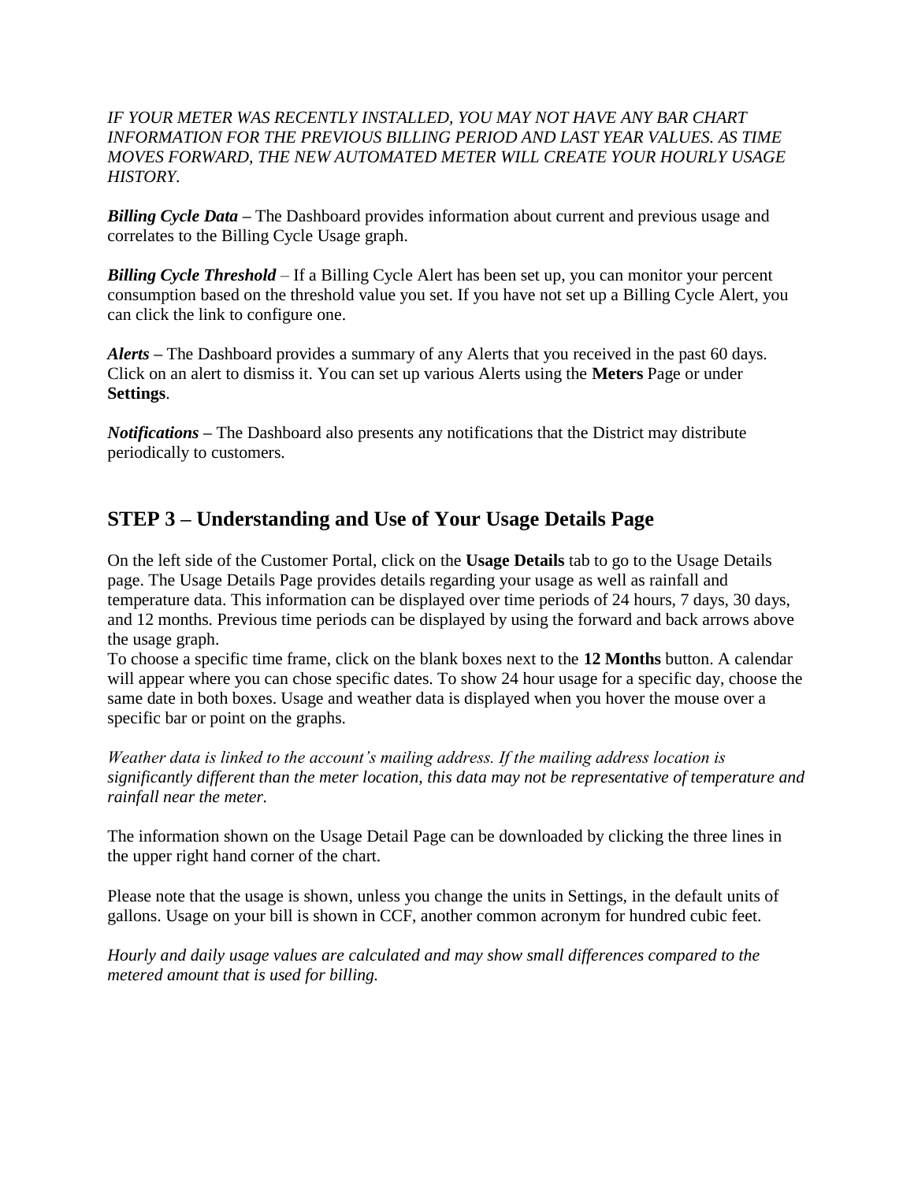*IF YOUR METER WAS RECENTLY INSTALLED, YOU MAY NOT HAVE ANY BAR CHART INFORMATION FOR THE PREVIOUS BILLING PERIOD AND LAST YEAR VALUES. AS TIME MOVES FORWARD, THE NEW AUTOMATED METER WILL CREATE YOUR HOURLY USAGE HISTORY.*

***Billing Cycle Data*** – The Dashboard provides information about current and previous usage and correlates to the Billing Cycle Usage graph.

***Billing Cycle Threshold*** – If a Billing Cycle Alert has been set up, you can monitor your percent consumption based on the threshold value you set. If you have not set up a Billing Cycle Alert, you can click the link to configure one.

***Alerts*** – The Dashboard provides a summary of any Alerts that you received in the past 60 days. Click on an alert to dismiss it. You can set up various Alerts using the **Meters** Page or under **Settings**.

***Notifications*** – The Dashboard also presents any notifications that the District may distribute periodically to customers.

## STEP 3 – Understanding and Use of Your Usage Details Page

On the left side of the Customer Portal, click on the **Usage Details** tab to go to the Usage Details page. The Usage Details Page provides details regarding your usage as well as rainfall and temperature data. This information can be displayed over time periods of 24 hours, 7 days, 30 days, and 12 months. Previous time periods can be displayed by using the forward and back arrows above the usage graph.
To choose a specific time frame, click on the blank boxes next to the **12 Months** button. A calendar will appear where you can chose specific dates. To show 24 hour usage for a specific day, choose the same date in both boxes. Usage and weather data is displayed when you hover the mouse over a specific bar or point on the graphs.

*Weather data is linked to the account's mailing address. If the mailing address location is significantly different than the meter location, this data may not be representative of temperature and rainfall near the meter.*

The information shown on the Usage Detail Page can be downloaded by clicking the three lines in the upper right hand corner of the chart.

Please note that the usage is shown, unless you change the units in Settings, in the default units of gallons. Usage on your bill is shown in CCF, another common acronym for hundred cubic feet.

*Hourly and daily usage values are calculated and may show small differences compared to the metered amount that is used for billing.*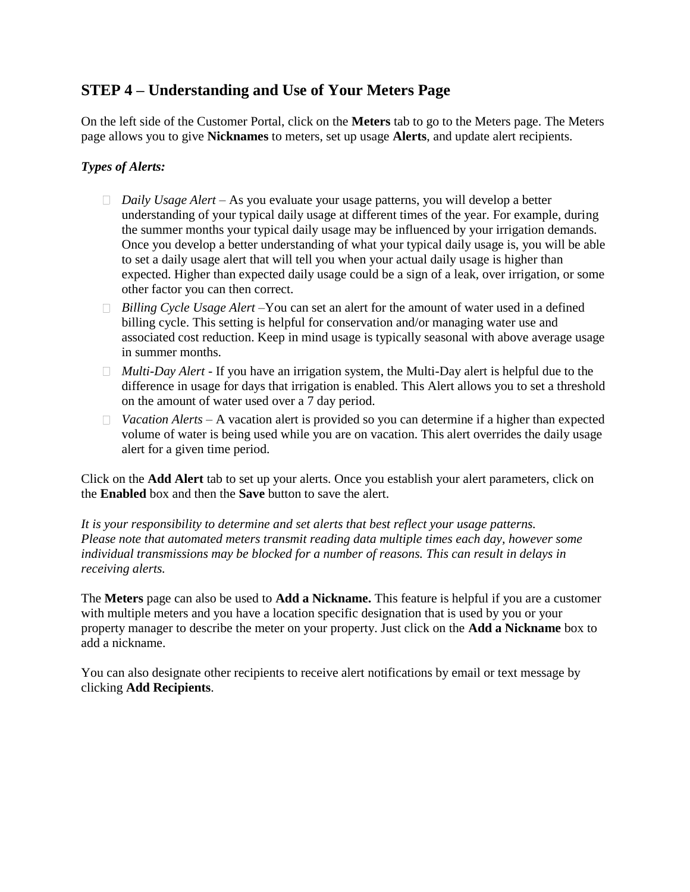## STEP 4 – Understanding and Use of Your Meters Page

On the left side of the Customer Portal, click on the **Meters** tab to go to the Meters page. The Meters page allows you to give **Nicknames** to meters, set up usage **Alerts**, and update alert recipients.

***Types of Alerts:***

- *Daily Usage Alert* – As you evaluate your usage patterns, you will develop a better understanding of your typical daily usage at different times of the year. For example, during the summer months your typical daily usage may be influenced by your irrigation demands. Once you develop a better understanding of what your typical daily usage is, you will be able to set a daily usage alert that will tell you when your actual daily usage is higher than expected. Higher than expected daily usage could be a sign of a leak, over irrigation, or some other factor you can then correct.
- *Billing Cycle Usage Alert* –You can set an alert for the amount of water used in a defined billing cycle. This setting is helpful for conservation and/or managing water use and associated cost reduction. Keep in mind usage is typically seasonal with above average usage in summer months.
- *Multi-Day Alert* - If you have an irrigation system, the Multi-Day alert is helpful due to the difference in usage for days that irrigation is enabled. This Alert allows you to set a threshold on the amount of water used over a 7 day period.
- *Vacation Alerts* – A vacation alert is provided so you can determine if a higher than expected volume of water is being used while you are on vacation. This alert overrides the daily usage alert for a given time period.

Click on the **Add Alert** tab to set up your alerts. Once you establish your alert parameters, click on the **Enabled** box and then the **Save** button to save the alert.

*It is your responsibility to determine and set alerts that best reflect your usage patterns. Please note that automated meters transmit reading data multiple times each day, however some individual transmissions may be blocked for a number of reasons. This can result in delays in receiving alerts.*

The **Meters** page can also be used to **Add a Nickname.** This feature is helpful if you are a customer with multiple meters and you have a location specific designation that is used by you or your property manager to describe the meter on your property. Just click on the **Add a Nickname** box to add a nickname.

You can also designate other recipients to receive alert notifications by email or text message by clicking **Add Recipients**.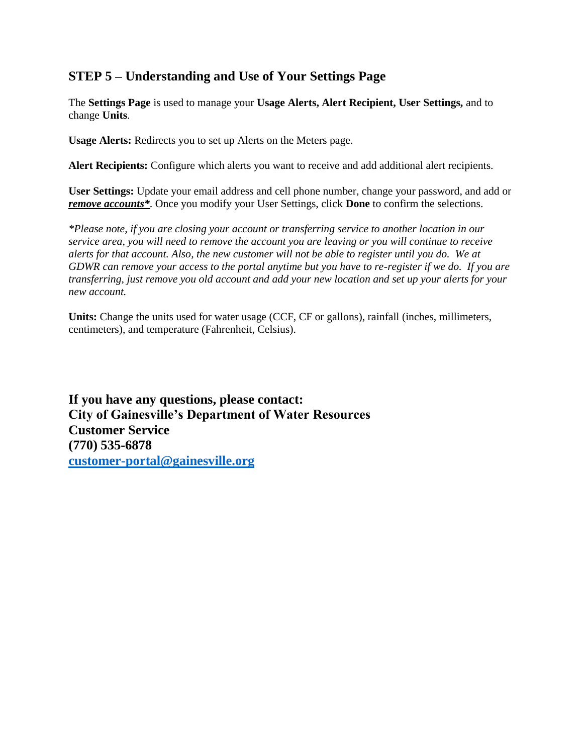## STEP 5 – Understanding and Use of Your Settings Page

The **Settings Page** is used to manage your **Usage Alerts, Alert Recipient, User Settings,** and to change **Units**.

**Usage Alerts:** Redirects you to set up Alerts on the Meters page.

**Alert Recipients:** Configure which alerts you want to receive and add additional alert recipients.

**User Settings:** Update your email address and cell phone number, change your password, and add or ***remove accounts****. Once you modify your User Settings, click **Done** to confirm the selections.

*\*Please note, if you are closing your account or transferring service to another location in our service area, you will need to remove the account you are leaving or you will continue to receive alerts for that account. Also, the new customer will not be able to register until you do. We at GDWR can remove your access to the portal anytime but you have to re-register if we do. If you are transferring, just remove you old account and add your new location and set up your alerts for your new account.*

**Units:** Change the units used for water usage (CCF, CF or gallons), rainfall (inches, millimeters, centimeters), and temperature (Fahrenheit, Celsius).

**If you have any questions, please contact:**
**City of Gainesville's Department of Water Resources**
**Customer Service**
**(770) 535-6878**
**customer-portal@gainesville.org**